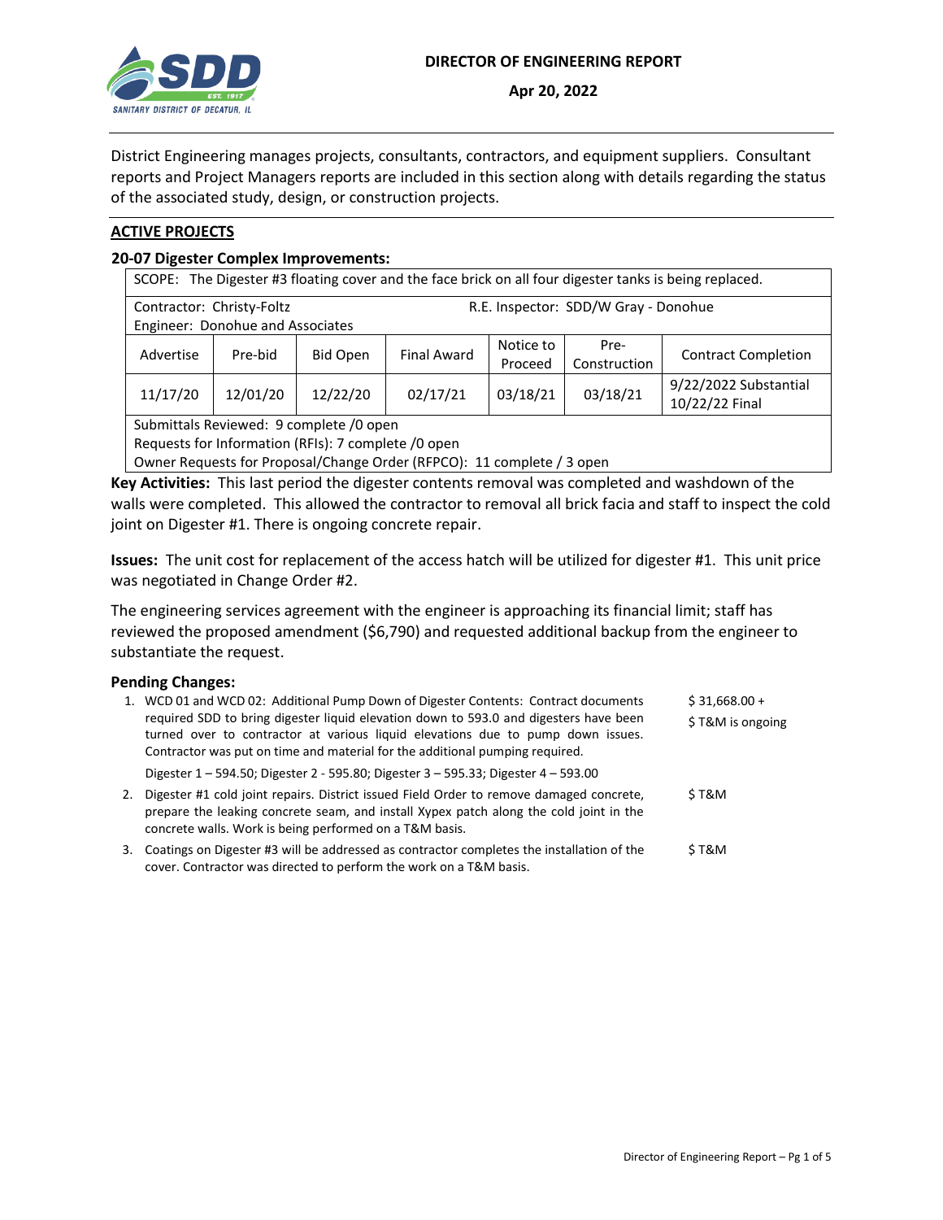# DIRECTOR OF ENGINEERING REPORT

**Apr 20, 2022**

District Engineering manages projects, consultants, contractors, and equipment suppliers. Consultant reports and Project Managers reports are included in this section along with details regarding the status of the associated study, design, or construction projects.

## ACTIVE PROJECTS

### 20-07 Digester Complex Improvements:

| SCOPE: The Digester #3 floating cover and the face brick on all four digester tanks is being replaced. | | | | | | |
|---|---|---|---|---|---|---|
| Contractor: Christy-Foltz<br>Engineer: Donohue and Associates | | | | R.E. Inspector: SDD/W Gray - Donohue | | |
| Advertise | Pre-bid | Bid Open | Final Award | Notice to Proceed | Pre-Construction | Contract Completion |
| 11/17/20 | 12/01/20 | 12/22/20 | 02/17/21 | 03/18/21 | 03/18/21 | 9/22/2022 Substantial<br>10/22/22 Final |
| Submittals Reviewed: 9 complete /0 open<br>Requests for Information (RFIs): 7 complete /0 open<br>Owner Requests for Proposal/Change Order (RFPCO): 11 complete / 3 open | | | | | | |

**Key Activities:** This last period the digester contents removal was completed and washdown of the walls were completed. This allowed the contractor to removal all brick facia and staff to inspect the cold joint on Digester #1. There is ongoing concrete repair.

**Issues:** The unit cost for replacement of the access hatch will be utilized for digester #1. This unit price was negotiated in Change Order #2.

The engineering services agreement with the engineer is approaching its financial limit; staff has reviewed the proposed amendment ($6,790) and requested additional backup from the engineer to substantiate the request.

**Pending Changes:**

1. WCD 01 and WCD 02: Additional Pump Down of Digester Contents: Contract documents required SDD to bring digester liquid elevation down to 593.0 and digesters have been turned over to contractor at various liquid elevations due to pump down issues. Contractor was put on time and material for the additional pumping required. — $ 31,668.00 + $ T&M is ongoing

   Digester 1 – 594.50; Digester 2 - 595.80; Digester 3 – 595.33; Digester 4 – 593.00

2. Digester #1 cold joint repairs. District issued Field Order to remove damaged concrete, prepare the leaking concrete seam, and install Xypex patch along the cold joint in the concrete walls. Work is being performed on a T&M basis. — $ T&M

3. Coatings on Digester #3 will be addressed as contractor completes the installation of the cover. Contractor was directed to perform the work on a T&M basis. — $ T&M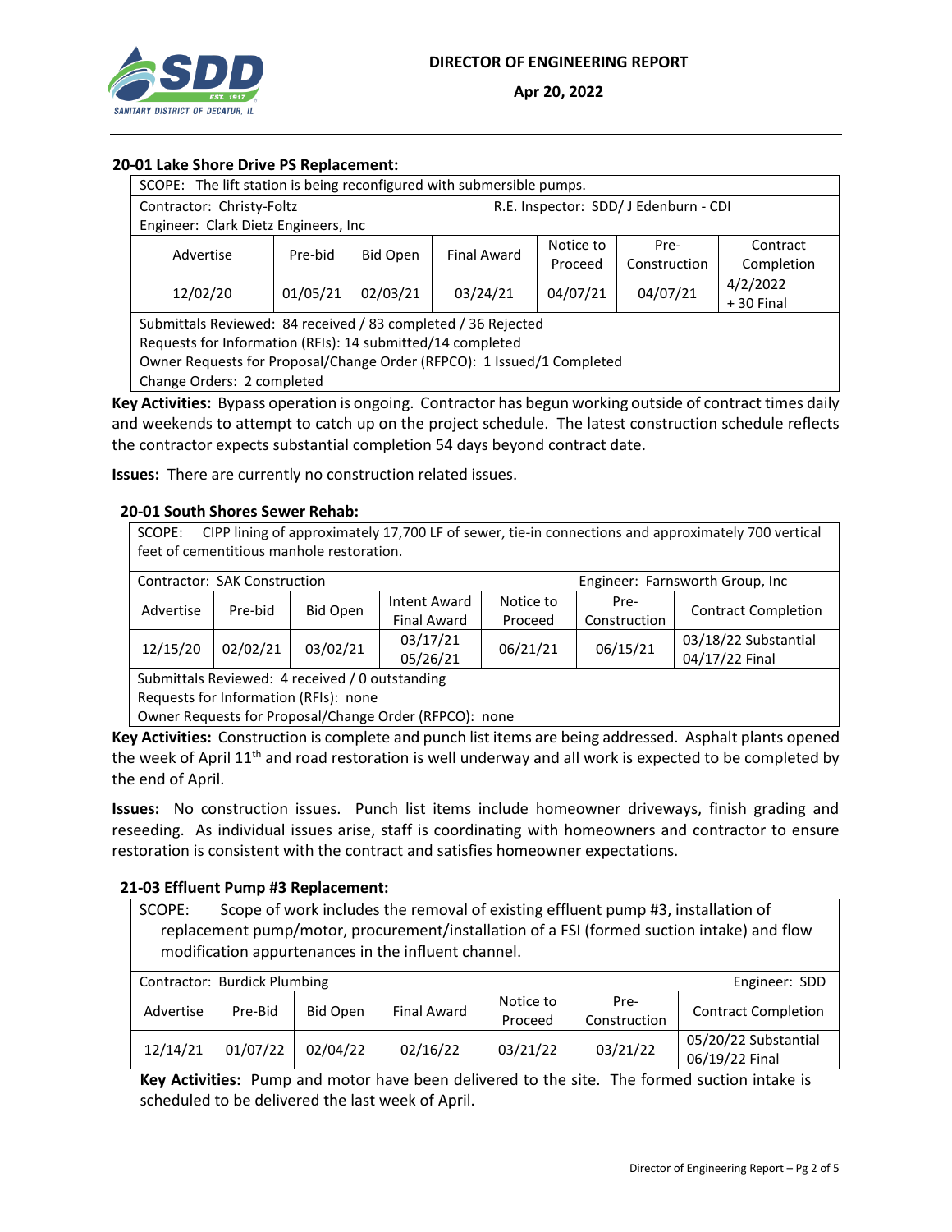**DIRECTOR OF ENGINEERING REPORT**

**Apr 20, 2022**

### 20-01 Lake Shore Drive PS Replacement:

| SCOPE: The lift station is being reconfigured with submersible pumps. | | | | | | |
|---|---|---|---|---|---|---|
| Contractor: Christy-Foltz<br>Engineer: Clark Dietz Engineers, Inc | | | | R.E. Inspector: SDD/ J Edenburn - CDI | | |
| Advertise | Pre-bid | Bid Open | Final Award | Notice to Proceed | Pre-Construction | Contract Completion |
| 12/02/20 | 01/05/21 | 02/03/21 | 03/24/21 | 04/07/21 | 04/07/21 | 4/2/2022<br>+ 30 Final |
| Submittals Reviewed: 84 received / 83 completed / 36 Rejected<br>Requests for Information (RFIs): 14 submitted/14 completed<br>Owner Requests for Proposal/Change Order (RFPCO): 1 Issued/1 Completed<br>Change Orders: 2 completed | | | | | | |

**Key Activities:** Bypass operation is ongoing. Contractor has begun working outside of contract times daily and weekends to attempt to catch up on the project schedule. The latest construction schedule reflects the contractor expects substantial completion 54 days beyond contract date.

**Issues:** There are currently no construction related issues.

### 20-01 South Shores Sewer Rehab:

| SCOPE: CIPP lining of approximately 17,700 LF of sewer, tie-in connections and approximately 700 vertical feet of cementitious manhole restoration. | | | | | | |
|---|---|---|---|---|---|---|
| Contractor: SAK Construction | | | | | Engineer: Farnsworth Group, Inc | |
| Advertise | Pre-bid | Bid Open | Intent Award<br>Final Award | Notice to Proceed | Pre-Construction | Contract Completion |
| 12/15/20 | 02/02/21 | 03/02/21 | 03/17/21<br>05/26/21 | 06/21/21 | 06/15/21 | 03/18/22 Substantial<br>04/17/22 Final |
| Submittals Reviewed: 4 received / 0 outstanding<br>Requests for Information (RFIs): none<br>Owner Requests for Proposal/Change Order (RFPCO): none | | | | | | |

**Key Activities:** Construction is complete and punch list items are being addressed. Asphalt plants opened the week of April 11th and road restoration is well underway and all work is expected to be completed by the end of April.

**Issues:** No construction issues. Punch list items include homeowner driveways, finish grading and reseeding. As individual issues arise, staff is coordinating with homeowners and contractor to ensure restoration is consistent with the contract and satisfies homeowner expectations.

### 21-03 Effluent Pump #3 Replacement:

| SCOPE: Scope of work includes the removal of existing effluent pump #3, installation of replacement pump/motor, procurement/installation of a FSI (formed suction intake) and flow modification appurtenances in the influent channel. | | | | | | |
|---|---|---|---|---|---|---|
| Contractor: Burdick Plumbing | | | | | | Engineer: SDD |
| Advertise | Pre-Bid | Bid Open | Final Award | Notice to Proceed | Pre-Construction | Contract Completion |
| 12/14/21 | 01/07/22 | 02/04/22 | 02/16/22 | 03/21/22 | 03/21/22 | 05/20/22 Substantial<br>06/19/22 Final |

**Key Activities:** Pump and motor have been delivered to the site. The formed suction intake is scheduled to be delivered the last week of April.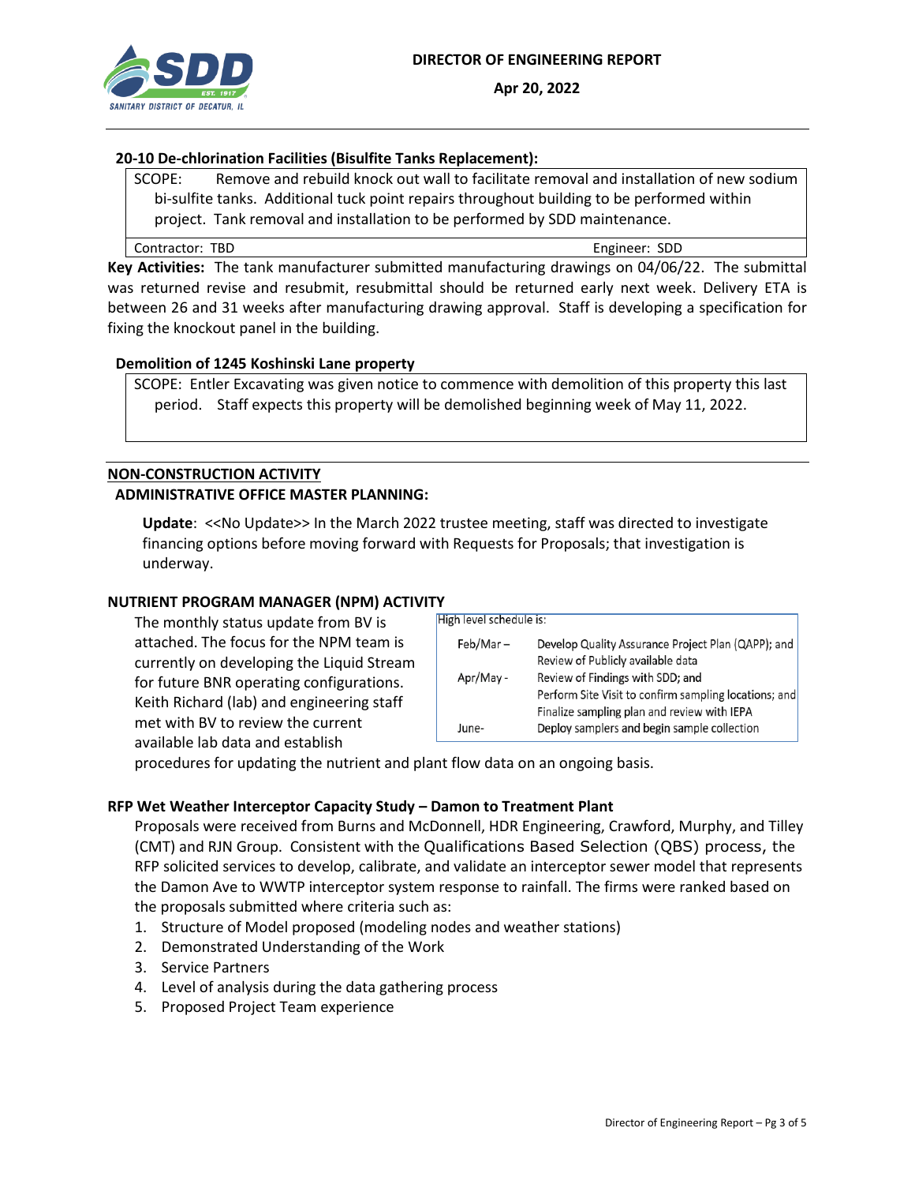**DIRECTOR OF ENGINEERING REPORT**

**Apr 20, 2022**

### 20-10 De-chlorination Facilities (Bisulfite Tanks Replacement):

SCOPE: Remove and rebuild knock out wall to facilitate removal and installation of new sodium bi-sulfite tanks. Additional tuck point repairs throughout building to be performed within project. Tank removal and installation to be performed by SDD maintenance.

| Contractor: TBD | Engineer: SDD |
|---|---|

**Key Activities:** The tank manufacturer submitted manufacturing drawings on 04/06/22. The submittal was returned revise and resubmit, resubmittal should be returned early next week. Delivery ETA is between 26 and 31 weeks after manufacturing drawing approval. Staff is developing a specification for fixing the knockout panel in the building.

### Demolition of 1245 Koshinski Lane property

SCOPE: Entler Excavating was given notice to commence with demolition of this property this last period. Staff expects this property will be demolished beginning week of May 11, 2022.

## NON-CONSTRUCTION ACTIVITY

### ADMINISTRATIVE OFFICE MASTER PLANNING:

**Update**: <<No Update>> In the March 2022 trustee meeting, staff was directed to investigate financing options before moving forward with Requests for Proposals; that investigation is underway.

### NUTRIENT PROGRAM MANAGER (NPM) ACTIVITY

The monthly status update from BV is attached. The focus for the NPM team is currently on developing the Liquid Stream for future BNR operating configurations. Keith Richard (lab) and engineering staff met with BV to review the current available lab data and establish procedures for updating the nutrient and plant flow data on an ongoing basis.

High level schedule is:

| | |
|---|---|
| Feb/Mar – | Develop Quality Assurance Project Plan (QAPP); and Review of Publicly available data |
| Apr/May - | Review of Findings with SDD; and Perform Site Visit to confirm sampling locations; and Finalize sampling plan and review with IEPA |
| June- | Deploy samplers and begin sample collection |

### RFP Wet Weather Interceptor Capacity Study – Damon to Treatment Plant

Proposals were received from Burns and McDonnell, HDR Engineering, Crawford, Murphy, and Tilley (CMT) and RJN Group. Consistent with the Qualifications Based Selection (QBS) process, the RFP solicited services to develop, calibrate, and validate an interceptor sewer model that represents the Damon Ave to WWTP interceptor system response to rainfall. The firms were ranked based on the proposals submitted where criteria such as:

1. Structure of Model proposed (modeling nodes and weather stations)
2. Demonstrated Understanding of the Work
3. Service Partners
4. Level of analysis during the data gathering process
5. Proposed Project Team experience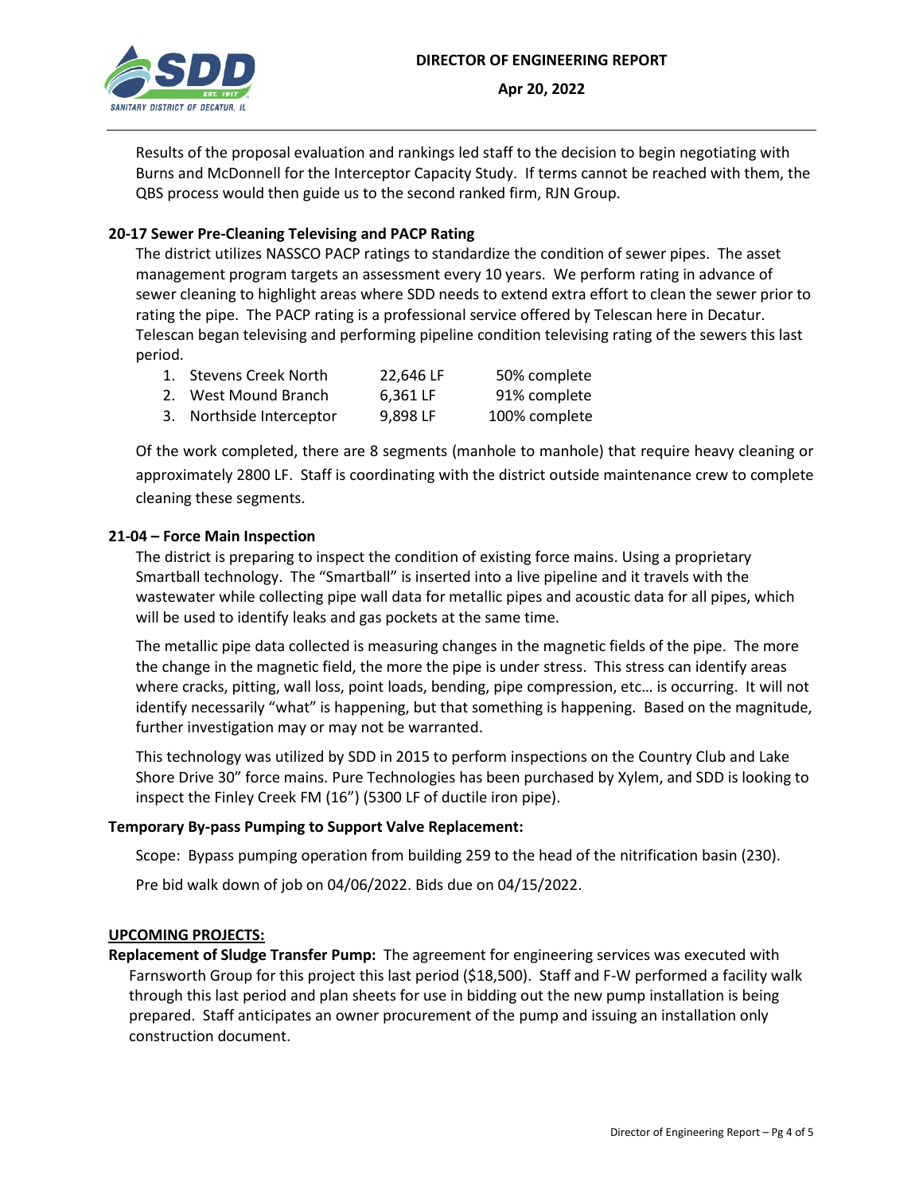Results of the proposal evaluation and rankings led staff to the decision to begin negotiating with Burns and McDonnell for the Interceptor Capacity Study. If terms cannot be reached with them, the QBS process would then guide us to the second ranked firm, RJN Group.

**20-17 Sewer Pre-Cleaning Televising and PACP Rating**

The district utilizes NASSCO PACP ratings to standardize the condition of sewer pipes. The asset management program targets an assessment every 10 years. We perform rating in advance of sewer cleaning to highlight areas where SDD needs to extend extra effort to clean the sewer prior to rating the pipe. The PACP rating is a professional service offered by Telescan here in Decatur. Telescan began televising and performing pipeline condition televising rating of the sewers this last period.

1. Stevens Creek North 22,646 LF 50% complete
2. West Mound Branch 6,361 LF 91% complete
3. Northside Interceptor 9,898 LF 100% complete

Of the work completed, there are 8 segments (manhole to manhole) that require heavy cleaning or approximately 2800 LF. Staff is coordinating with the district outside maintenance crew to complete cleaning these segments.

**21-04 – Force Main Inspection**

The district is preparing to inspect the condition of existing force mains. Using a proprietary Smartball technology. The "Smartball" is inserted into a live pipeline and it travels with the wastewater while collecting pipe wall data for metallic pipes and acoustic data for all pipes, which will be used to identify leaks and gas pockets at the same time.

The metallic pipe data collected is measuring changes in the magnetic fields of the pipe. The more the change in the magnetic field, the more the pipe is under stress. This stress can identify areas where cracks, pitting, wall loss, point loads, bending, pipe compression, etc… is occurring. It will not identify necessarily "what" is happening, but that something is happening. Based on the magnitude, further investigation may or may not be warranted.

This technology was utilized by SDD in 2015 to perform inspections on the Country Club and Lake Shore Drive 30" force mains. Pure Technologies has been purchased by Xylem, and SDD is looking to inspect the Finley Creek FM (16") (5300 LF of ductile iron pipe).

**Temporary By-pass Pumping to Support Valve Replacement:**

Scope: Bypass pumping operation from building 259 to the head of the nitrification basin (230).

Pre bid walk down of job on 04/06/2022. Bids due on 04/15/2022.

**UPCOMING PROJECTS:**

**Replacement of Sludge Transfer Pump:** The agreement for engineering services was executed with Farnsworth Group for this project this last period ($18,500). Staff and F-W performed a facility walk through this last period and plan sheets for use in bidding out the new pump installation is being prepared. Staff anticipates an owner procurement of the pump and issuing an installation only construction document.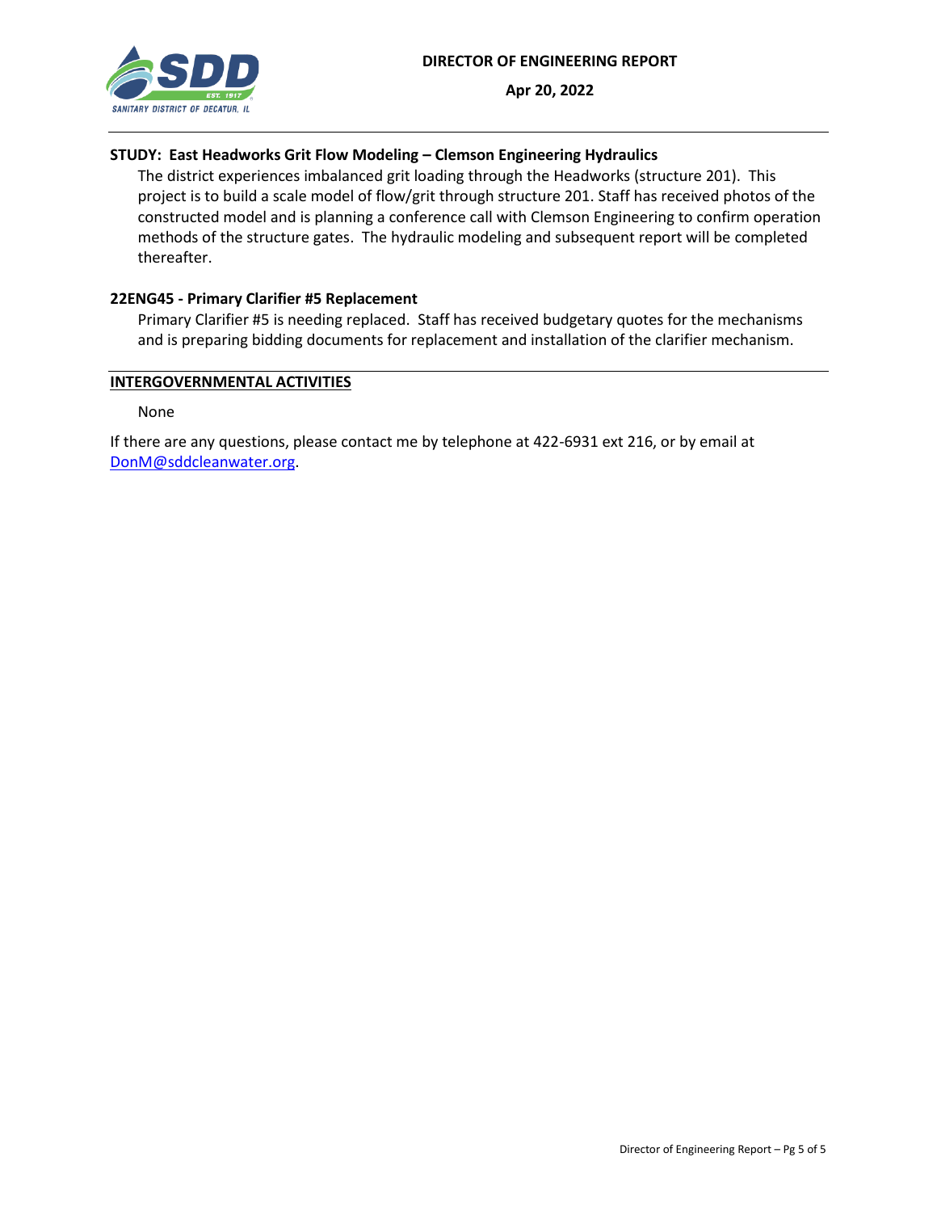**STUDY: East Headworks Grit Flow Modeling – Clemson Engineering Hydraulics**

The district experiences imbalanced grit loading through the Headworks (structure 201). This project is to build a scale model of flow/grit through structure 201. Staff has received photos of the constructed model and is planning a conference call with Clemson Engineering to confirm operation methods of the structure gates. The hydraulic modeling and subsequent report will be completed thereafter.

**22ENG45 - Primary Clarifier #5 Replacement**

Primary Clarifier #5 is needing replaced. Staff has received budgetary quotes for the mechanisms and is preparing bidding documents for replacement and installation of the clarifier mechanism.

**INTERGOVERNMENTAL ACTIVITIES**

None

If there are any questions, please contact me by telephone at 422-6931 ext 216, or by email at DonM@sddcleanwater.org.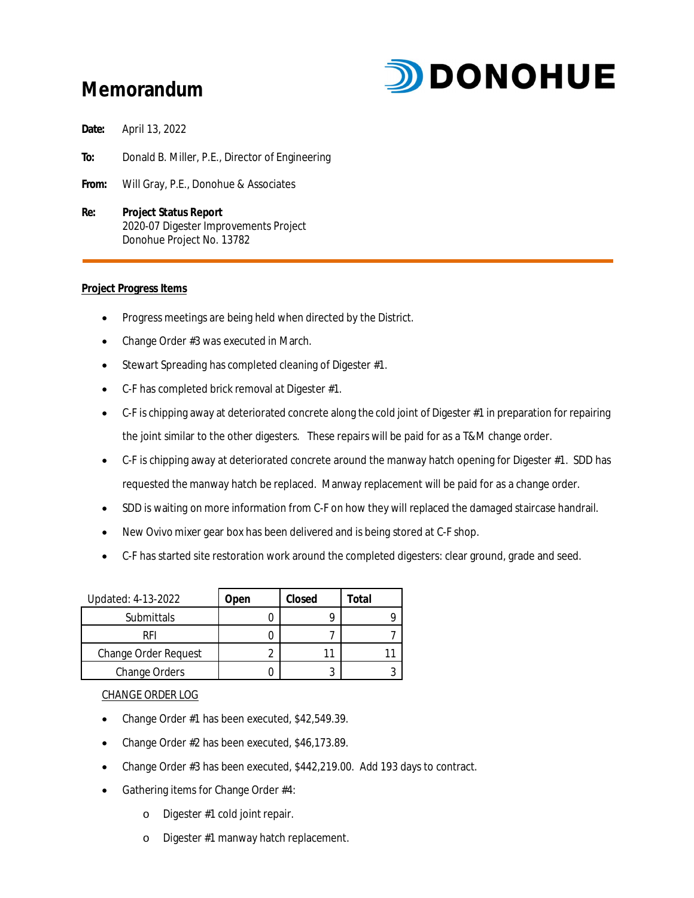# Memorandum

**DONOHUE**

**Date:** April 13, 2022

**To:** Donald B. Miller, P.E., Director of Engineering

**From:** Will Gray, P.E., Donohue & Associates

**Re:** **Project Status Report**
2020-07 Digester Improvements Project
Donohue Project No. 13782

---

## Project Progress Items

- Progress meetings are being held when directed by the District.
- Change Order #3 was executed in March.
- Stewart Spreading has completed cleaning of Digester #1.
- C-F has completed brick removal at Digester #1.
- C-F is chipping away at deteriorated concrete along the cold joint of Digester #1 in preparation for repairing the joint similar to the other digesters. These repairs will be paid for as a T&M change order.
- C-F is chipping away at deteriorated concrete around the manway hatch opening for Digester #1. SDD has requested the manway hatch be replaced. Manway replacement will be paid for as a change order.
- SDD is waiting on more information from C-F on how they will replaced the damaged staircase handrail.
- New Ovivo mixer gear box has been delivered and is being stored at C-F shop.
- C-F has started site restoration work around the completed digesters: clear ground, grade and seed.

| Updated: 4-13-2022 | Open | Closed | Total |
|---|---|---|---|
| Submittals | 0 | 9 | 9 |
| RFI | 0 | 7 | 7 |
| Change Order Request | 2 | 11 | 11 |
| Change Orders | 0 | 3 | 3 |

CHANGE ORDER LOG

- Change Order #1 has been executed, $42,549.39.
- Change Order #2 has been executed, $46,173.89.
- Change Order #3 has been executed, $442,219.00. Add 193 days to contract.
- Gathering items for Change Order #4:
    - Digester #1 cold joint repair.
    - Digester #1 manway hatch replacement.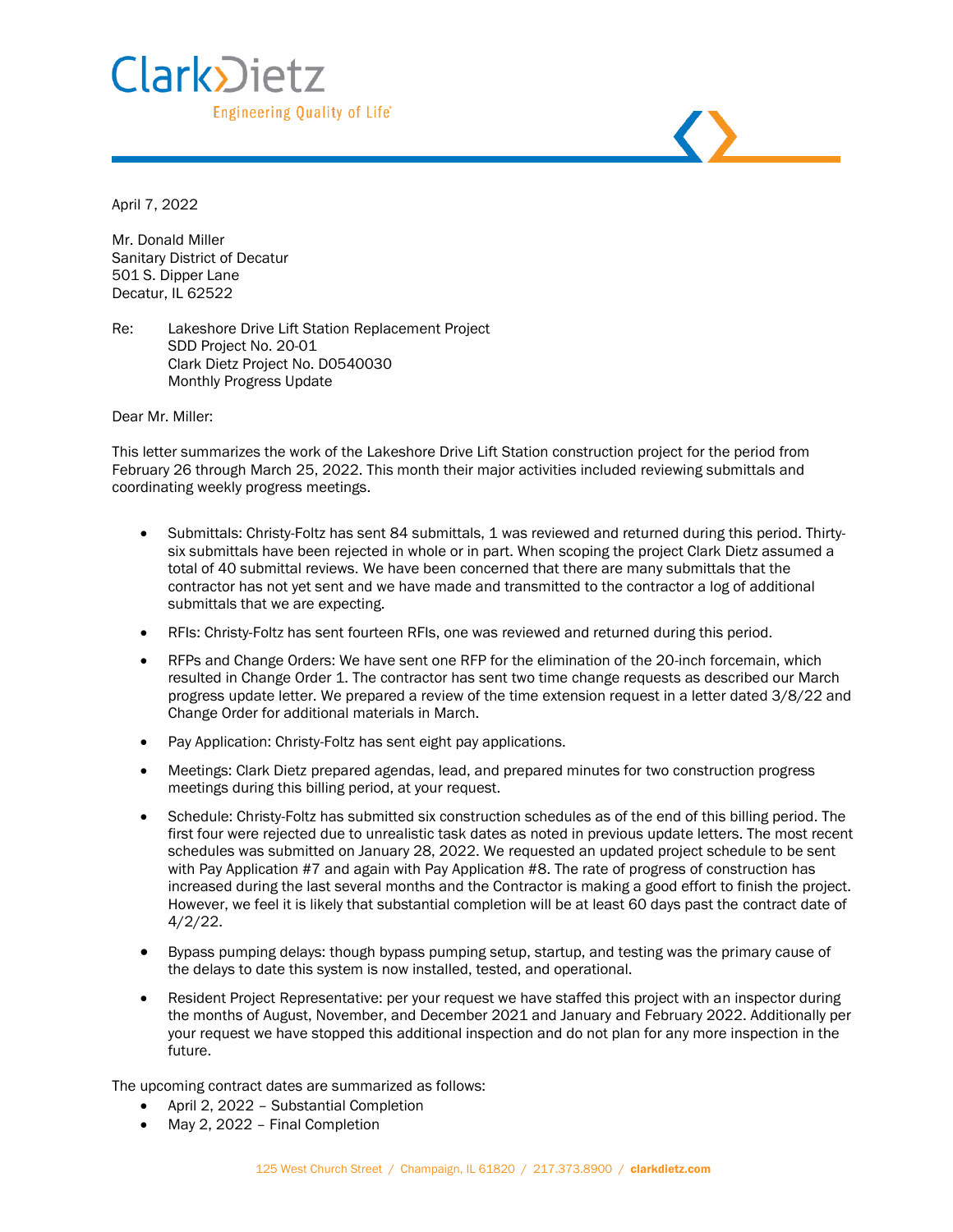Clark Dietz
Engineering Quality of Life®

April 7, 2022

Mr. Donald Miller
Sanitary District of Decatur
501 S. Dipper Lane
Decatur, IL 62522

Re: Lakeshore Drive Lift Station Replacement Project
SDD Project No. 20-01
Clark Dietz Project No. D0540030
Monthly Progress Update

Dear Mr. Miller:

This letter summarizes the work of the Lakeshore Drive Lift Station construction project for the period from February 26 through March 25, 2022. This month their major activities included reviewing submittals and coordinating weekly progress meetings.

- Submittals: Christy-Foltz has sent 84 submittals, 1 was reviewed and returned during this period. Thirty-six submittals have been rejected in whole or in part. When scoping the project Clark Dietz assumed a total of 40 submittal reviews. We have been concerned that there are many submittals that the contractor has not yet sent and we have made and transmitted to the contractor a log of additional submittals that we are expecting.
- RFIs: Christy-Foltz has sent fourteen RFIs, one was reviewed and returned during this period.
- RFPs and Change Orders: We have sent one RFP for the elimination of the 20-inch forcemain, which resulted in Change Order 1. The contractor has sent two time change requests as described our March progress update letter. We prepared a review of the time extension request in a letter dated 3/8/22 and Change Order for additional materials in March.
- Pay Application: Christy-Foltz has sent eight pay applications.
- Meetings: Clark Dietz prepared agendas, lead, and prepared minutes for two construction progress meetings during this billing period, at your request.
- Schedule: Christy-Foltz has submitted six construction schedules as of the end of this billing period. The first four were rejected due to unrealistic task dates as noted in previous update letters. The most recent schedules was submitted on January 28, 2022. We requested an updated project schedule to be sent with Pay Application #7 and again with Pay Application #8. The rate of progress of construction has increased during the last several months and the Contractor is making a good effort to finish the project. However, we feel it is likely that substantial completion will be at least 60 days past the contract date of 4/2/22.
- Bypass pumping delays: though bypass pumping setup, startup, and testing was the primary cause of the delays to date this system is now installed, tested, and operational.
- Resident Project Representative: per your request we have staffed this project with an inspector during the months of August, November, and December 2021 and January and February 2022. Additionally per your request we have stopped this additional inspection and do not plan for any more inspection in the future.

The upcoming contract dates are summarized as follows:

- April 2, 2022 – Substantial Completion
- May 2, 2022 – Final Completion

125 West Church Street / Champaign, IL 61820 / 217.373.8900 / clarkdietz.com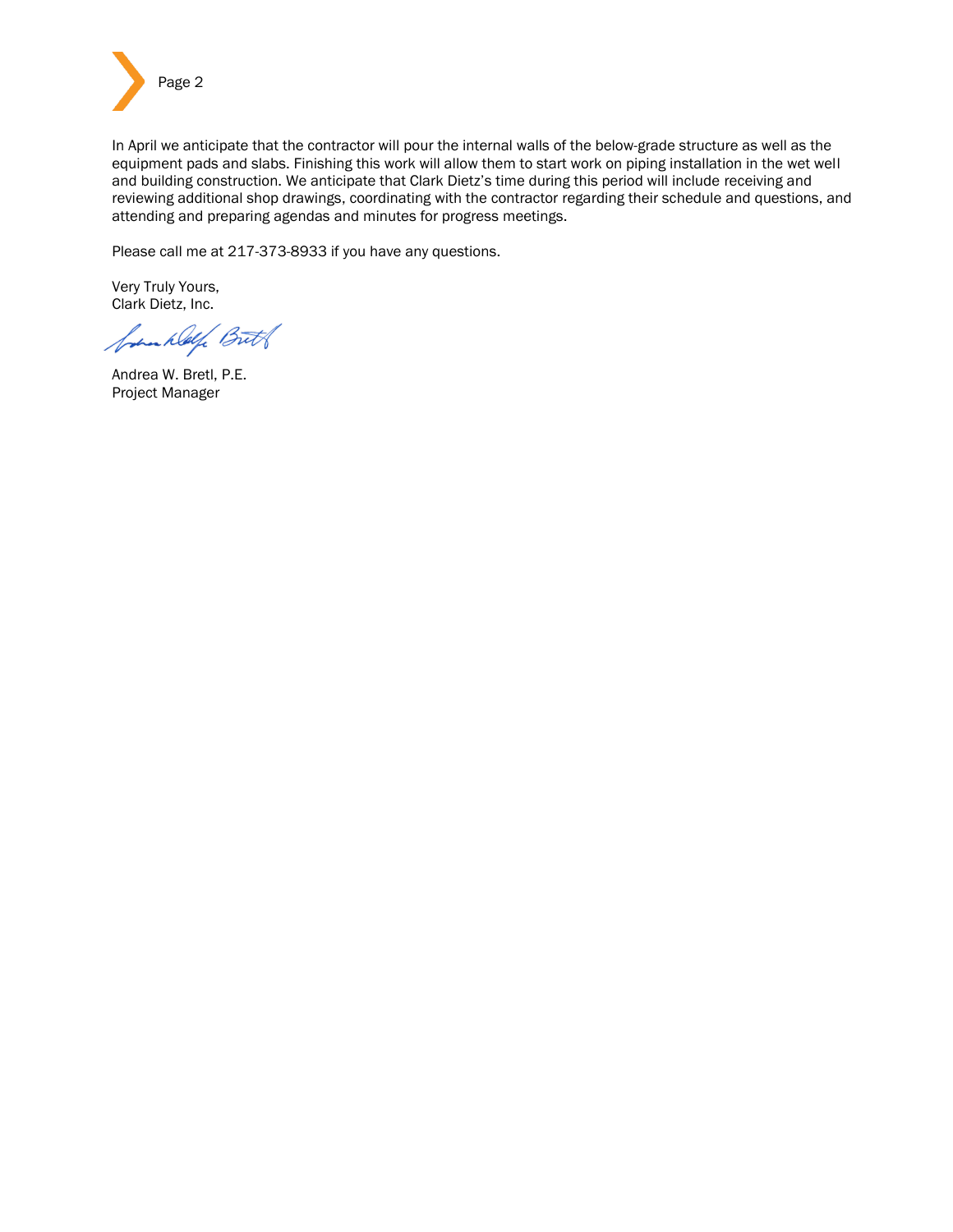In April we anticipate that the contractor will pour the internal walls of the below-grade structure as well as the equipment pads and slabs. Finishing this work will allow them to start work on piping installation in the wet well and building construction. We anticipate that Clark Dietz's time during this period will include receiving and reviewing additional shop drawings, coordinating with the contractor regarding their schedule and questions, and attending and preparing agendas and minutes for progress meetings.

Please call me at 217-373-8933 if you have any questions.

Very Truly Yours,
Clark Dietz, Inc.

Andrea W. Bretl, P.E.
Project Manager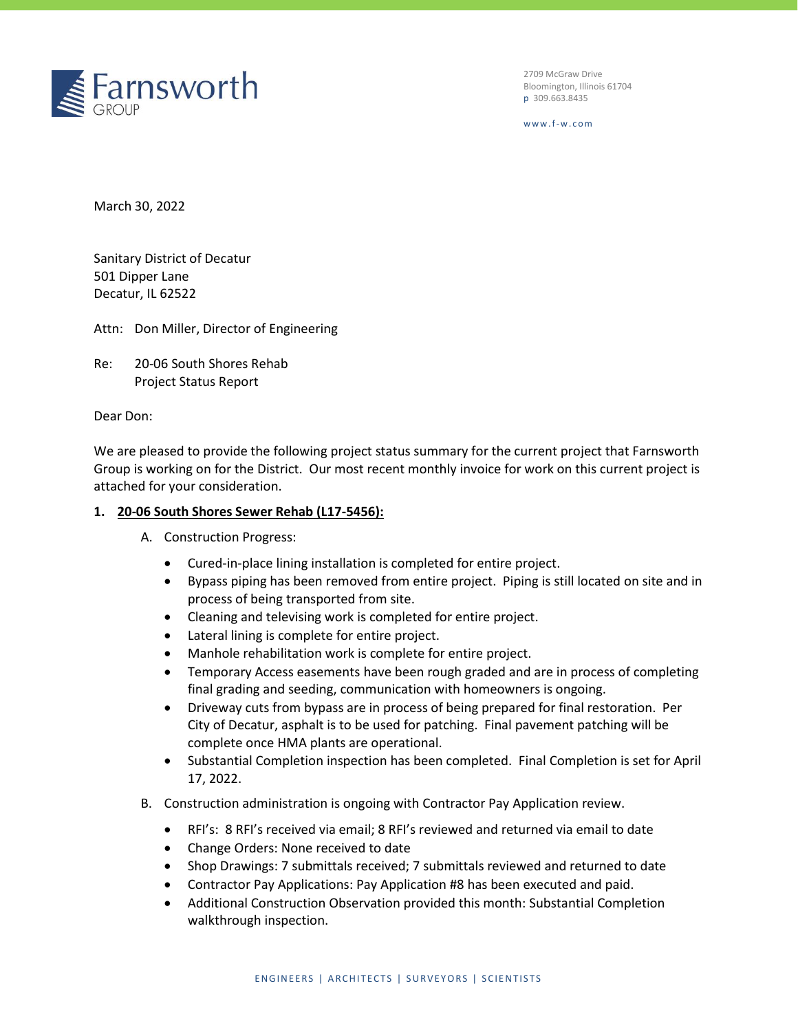Farnsworth GROUP

2709 McGraw Drive
Bloomington, Illinois 61704
p 309.663.8435

www.f-w.com

March 30, 2022

Sanitary District of Decatur
501 Dipper Lane
Decatur, IL 62522

Attn: Don Miller, Director of Engineering

Re: 20-06 South Shores Rehab
Project Status Report

Dear Don:

We are pleased to provide the following project status summary for the current project that Farnsworth Group is working on for the District. Our most recent monthly invoice for work on this current project is attached for your consideration.

1. **20-06 South Shores Sewer Rehab (L17-5456):**

   A. Construction Progress:

   - Cured-in-place lining installation is completed for entire project.
   - Bypass piping has been removed from entire project. Piping is still located on site and in process of being transported from site.
   - Cleaning and televising work is completed for entire project.
   - Lateral lining is complete for entire project.
   - Manhole rehabilitation work is complete for entire project.
   - Temporary Access easements have been rough graded and are in process of completing final grading and seeding, communication with homeowners is ongoing.
   - Driveway cuts from bypass are in process of being prepared for final restoration. Per City of Decatur, asphalt is to be used for patching. Final pavement patching will be complete once HMA plants are operational.
   - Substantial Completion inspection has been completed. Final Completion is set for April 17, 2022.

   B. Construction administration is ongoing with Contractor Pay Application review.

   - RFI's: 8 RFI's received via email; 8 RFI's reviewed and returned via email to date
   - Change Orders: None received to date
   - Shop Drawings: 7 submittals received; 7 submittals reviewed and returned to date
   - Contractor Pay Applications: Pay Application #8 has been executed and paid.
   - Additional Construction Observation provided this month: Substantial Completion walkthrough inspection.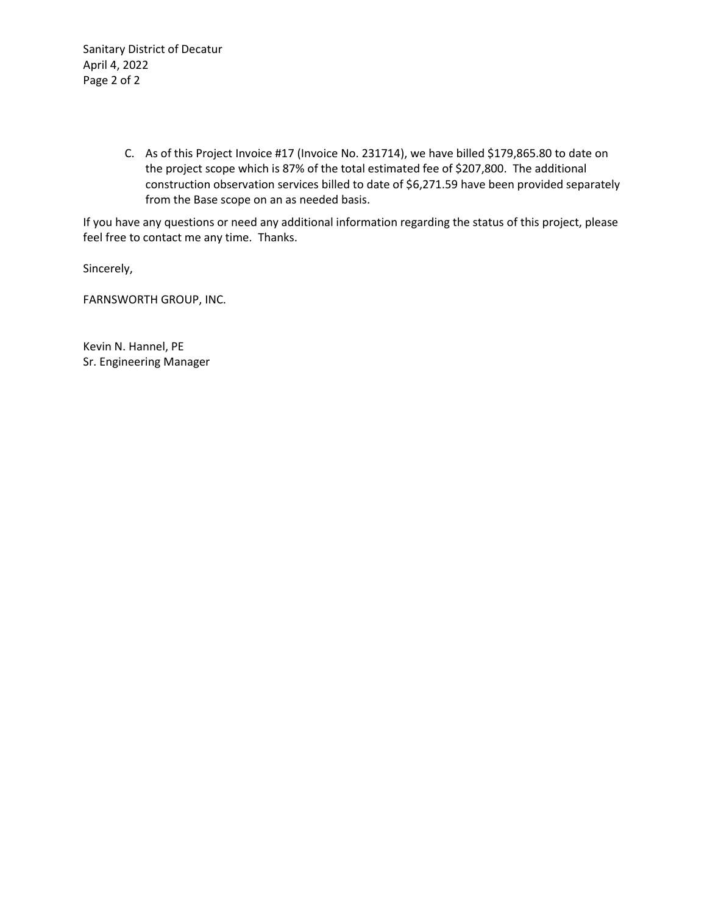C. As of this Project Invoice #17 (Invoice No. 231714), we have billed $179,865.80 to date on the project scope which is 87% of the total estimated fee of $207,800. The additional construction observation services billed to date of $6,271.59 have been provided separately from the Base scope on an as needed basis.

If you have any questions or need any additional information regarding the status of this project, please feel free to contact me any time. Thanks.

Sincerely,

FARNSWORTH GROUP, INC.

Kevin N. Hannel, PE
Sr. Engineering Manager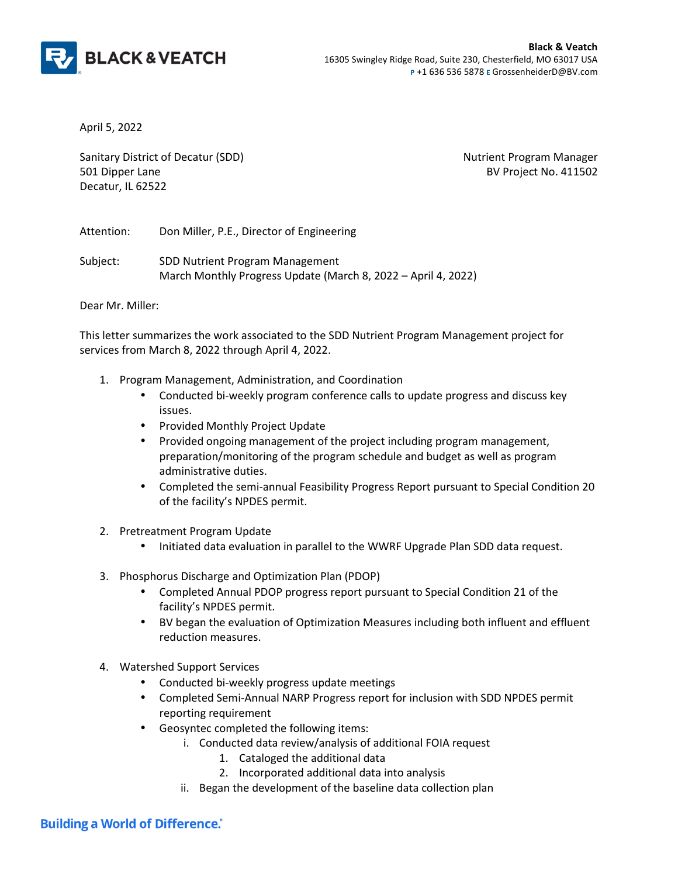**Black & Veatch**
16305 Swingley Ridge Road, Suite 230, Chesterfield, MO 63017 USA
P +1 636 536 5878 E GrossenheiderD@BV.com

April 5, 2022

Sanitary District of Decatur (SDD)
501 Dipper Lane
Decatur, IL 62522

Nutrient Program Manager
BV Project No. 411502

Attention: Don Miller, P.E., Director of Engineering

Subject: SDD Nutrient Program Management
March Monthly Progress Update (March 8, 2022 – April 4, 2022)

Dear Mr. Miller:

This letter summarizes the work associated to the SDD Nutrient Program Management project for services from March 8, 2022 through April 4, 2022.

1. Program Management, Administration, and Coordination
   - Conducted bi-weekly program conference calls to update progress and discuss key issues.
   - Provided Monthly Project Update
   - Provided ongoing management of the project including program management, preparation/monitoring of the program schedule and budget as well as program administrative duties.
   - Completed the semi-annual Feasibility Progress Report pursuant to Special Condition 20 of the facility's NPDES permit.

2. Pretreatment Program Update
   - Initiated data evaluation in parallel to the WWRF Upgrade Plan SDD data request.

3. Phosphorus Discharge and Optimization Plan (PDOP)
   - Completed Annual PDOP progress report pursuant to Special Condition 21 of the facility's NPDES permit.
   - BV began the evaluation of Optimization Measures including both influent and effluent reduction measures.

4. Watershed Support Services
   - Conducted bi-weekly progress update meetings
   - Completed Semi-Annual NARP Progress report for inclusion with SDD NPDES permit reporting requirement
   - Geosyntec completed the following items:
     i. Conducted data review/analysis of additional FOIA request
        1. Cataloged the additional data
        2. Incorporated additional data into analysis
     ii. Began the development of the baseline data collection plan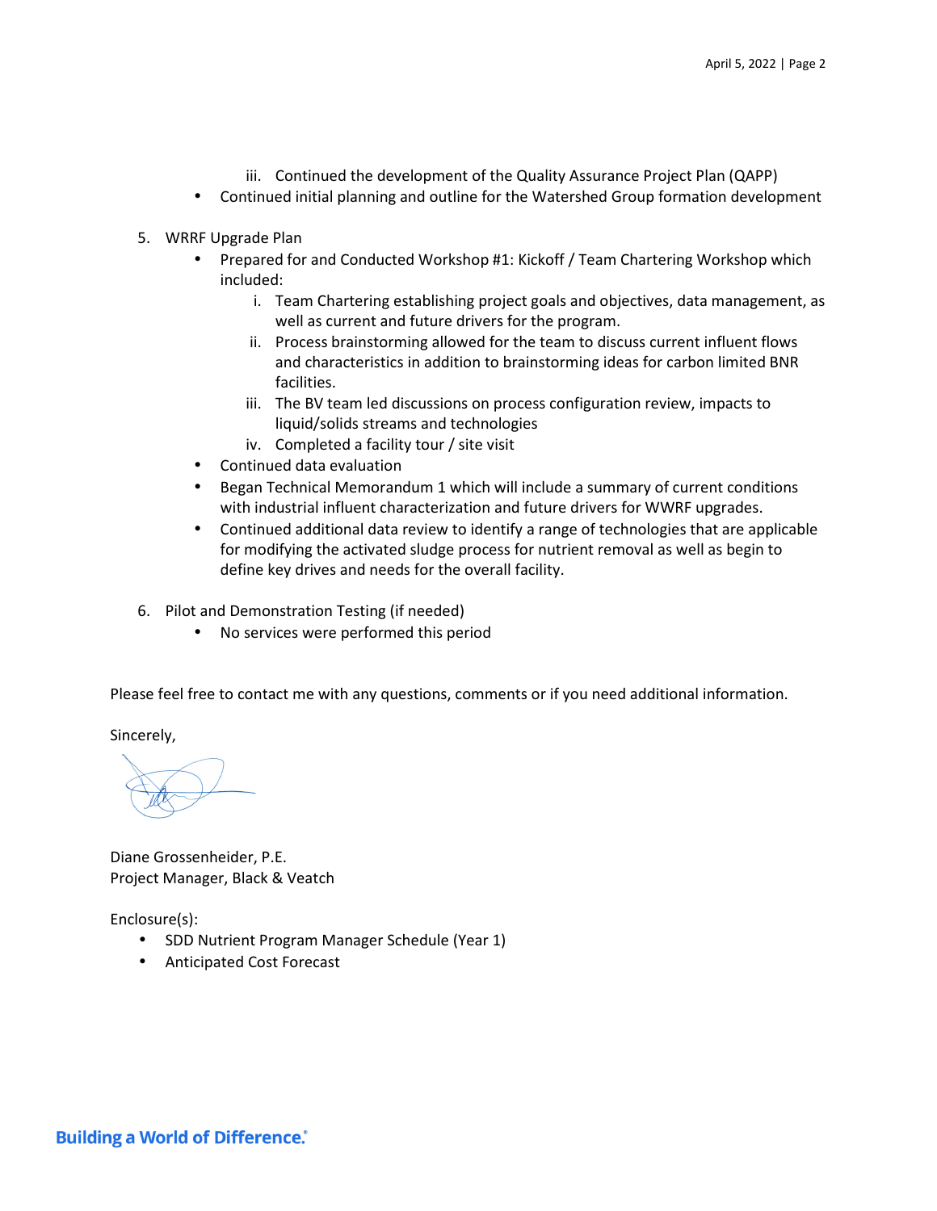iii. Continued the development of the Quality Assurance Project Plan (QAPP)

- Continued initial planning and outline for the Watershed Group formation development

5. WRRF Upgrade Plan
   - Prepared for and Conducted Workshop #1: Kickoff / Team Chartering Workshop which included:
     i. Team Chartering establishing project goals and objectives, data management, as well as current and future drivers for the program.
     ii. Process brainstorming allowed for the team to discuss current influent flows and characteristics in addition to brainstorming ideas for carbon limited BNR facilities.
     iii. The BV team led discussions on process configuration review, impacts to liquid/solids streams and technologies
     iv. Completed a facility tour / site visit
   - Continued data evaluation
   - Began Technical Memorandum 1 which will include a summary of current conditions with industrial influent characterization and future drivers for WWRF upgrades.
   - Continued additional data review to identify a range of technologies that are applicable for modifying the activated sludge process for nutrient removal as well as begin to define key drives and needs for the overall facility.

6. Pilot and Demonstration Testing (if needed)
   - No services were performed this period

Please feel free to contact me with any questions, comments or if you need additional information.

Sincerely,

Diane Grossenheider, P.E.
Project Manager, Black & Veatch

Enclosure(s):

- SDD Nutrient Program Manager Schedule (Year 1)
- Anticipated Cost Forecast

Building a World of Difference.®